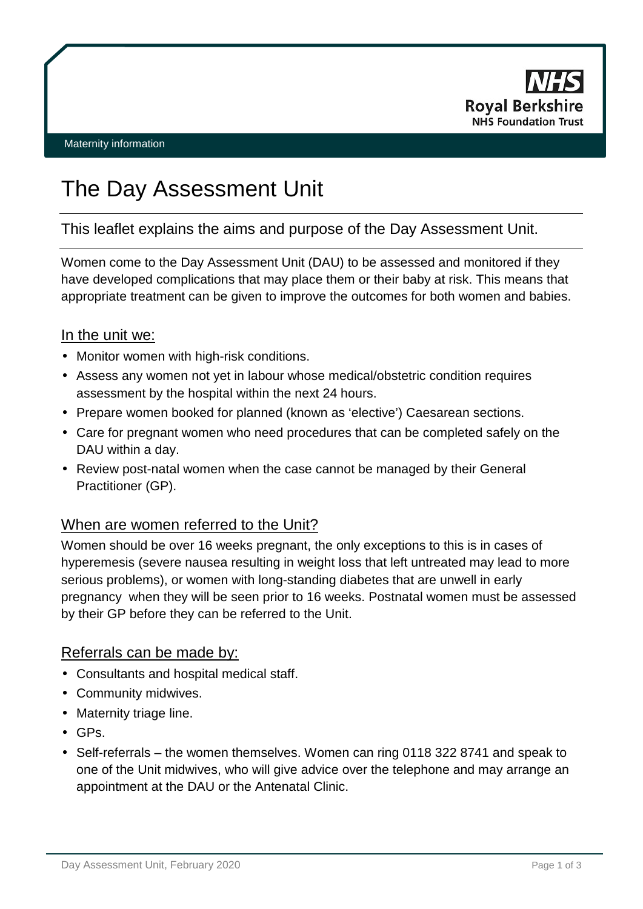Maternity information

# The Day Assessment Unit

This leaflet explains the aims and purpose of the Day Assessment Unit.

Women come to the Day Assessment Unit (DAU) to be assessed and monitored if they have developed complications that may place them or their baby at risk. This means that appropriate treatment can be given to improve the outcomes for both women and babies.

## In the unit we:

- Monitor women with high-risk conditions.
- Assess any women not yet in labour whose medical/obstetric condition requires assessment by the hospital within the next 24 hours.
- Prepare women booked for planned (known as 'elective') Caesarean sections.
- Care for pregnant women who need procedures that can be completed safely on the DAU within a day.
- Review post-natal women when the case cannot be managed by their General Practitioner (GP).

## When are women referred to the Unit?

Women should be over 16 weeks pregnant, the only exceptions to this is in cases of hyperemesis (severe nausea resulting in weight loss that left untreated may lead to more serious problems), or women with long-standing diabetes that are unwell in early pregnancy when they will be seen prior to 16 weeks. Postnatal women must be assessed by their GP before they can be referred to the Unit.

## Referrals can be made by:

- Consultants and hospital medical staff.
- Community midwives.
- Maternity triage line.
- GPs.
- Self-referrals – the women themselves. Women can ring 0118 322 8741 and speak to one of the Unit midwives, who will give advice over the telephone and may arrange an appointment at the DAU or the Antenatal Clinic.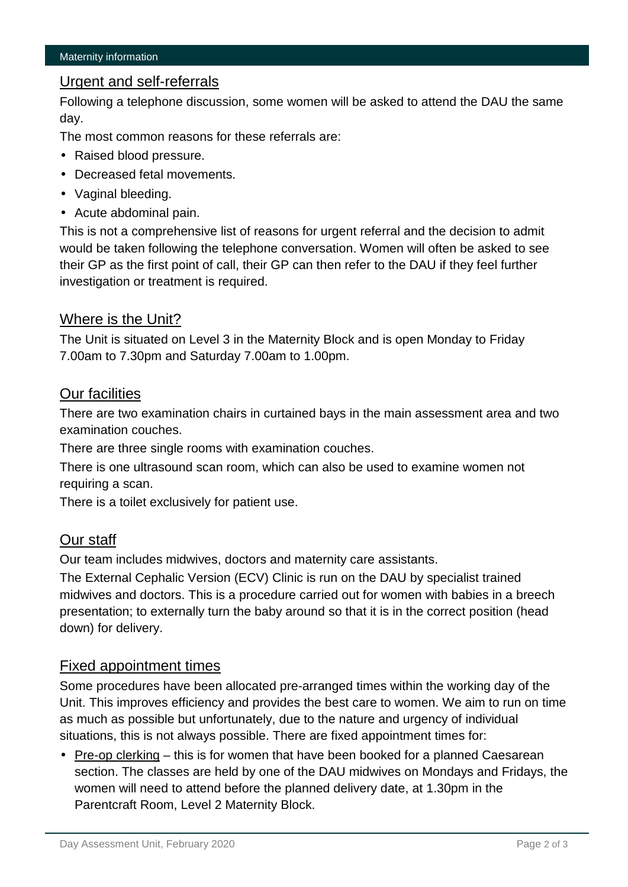## Urgent and self-referrals

Following a telephone discussion, some women will be asked to attend the DAU the same day.

The most common reasons for these referrals are:

- Raised blood pressure.
- Decreased fetal movements.
- Vaginal bleeding.
- Acute abdominal pain.

This is not a comprehensive list of reasons for urgent referral and the decision to admit would be taken following the telephone conversation. Women will often be asked to see their GP as the first point of call, their GP can then refer to the DAU if they feel further investigation or treatment is required.

## Where is the Unit?

The Unit is situated on Level 3 in the Maternity Block and is open Monday to Friday 7.00am to 7.30pm and Saturday 7.00am to 1.00pm.

## Our facilities

There are two examination chairs in curtained bays in the main assessment area and two examination couches.

There are three single rooms with examination couches.

There is one ultrasound scan room, which can also be used to examine women not requiring a scan.

There is a toilet exclusively for patient use.

## Our staff

Our team includes midwives, doctors and maternity care assistants.

The External Cephalic Version (ECV) Clinic is run on the DAU by specialist trained midwives and doctors. This is a procedure carried out for women with babies in a breech presentation; to externally turn the baby around so that it is in the correct position (head down) for delivery.

## Fixed appointment times

Some procedures have been allocated pre-arranged times within the working day of the Unit. This improves efficiency and provides the best care to women. We aim to run on time as much as possible but unfortunately, due to the nature and urgency of individual situations, this is not always possible. There are fixed appointment times for:

- Pre-op clerking – this is for women that have been booked for a planned Caesarean section. The classes are held by one of the DAU midwives on Mondays and Fridays, the women will need to attend before the planned delivery date, at 1.30pm in the Parentcraft Room, Level 2 Maternity Block.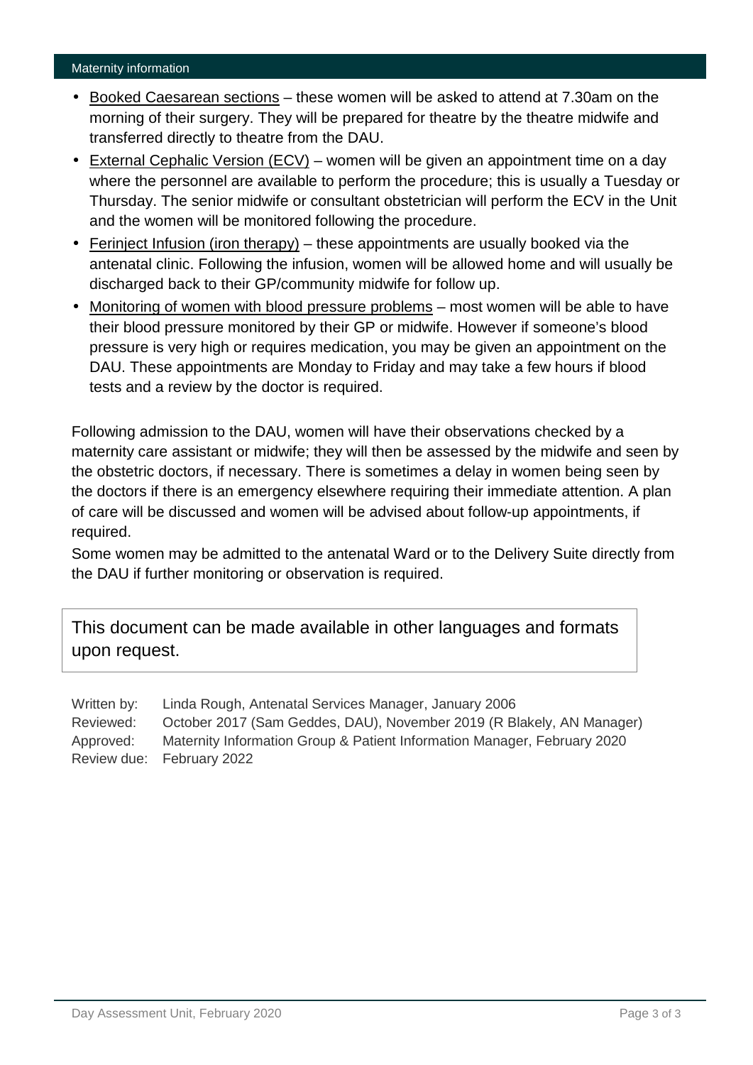- Booked Caesarean sections – these women will be asked to attend at 7.30am on the morning of their surgery. They will be prepared for theatre by the theatre midwife and transferred directly to theatre from the DAU.
- External Cephalic Version (ECV) – women will be given an appointment time on a day where the personnel are available to perform the procedure; this is usually a Tuesday or Thursday. The senior midwife or consultant obstetrician will perform the ECV in the Unit and the women will be monitored following the procedure.
- Ferinject Infusion (iron therapy) – these appointments are usually booked via the antenatal clinic. Following the infusion, women will be allowed home and will usually be discharged back to their GP/community midwife for follow up.
- Monitoring of women with blood pressure problems – most women will be able to have their blood pressure monitored by their GP or midwife. However if someone's blood pressure is very high or requires medication, you may be given an appointment on the DAU. These appointments are Monday to Friday and may take a few hours if blood tests and a review by the doctor is required.

Following admission to the DAU, women will have their observations checked by a maternity care assistant or midwife; they will then be assessed by the midwife and seen by the obstetric doctors, if necessary. There is sometimes a delay in women being seen by the doctors if there is an emergency elsewhere requiring their immediate attention. A plan of care will be discussed and women will be advised about follow-up appointments, if required.

Some women may be admitted to the antenatal Ward or to the Delivery Suite directly from the DAU if further monitoring or observation is required.

This document can be made available in other languages and formats upon request.

| | |
|---|---|
| Written by: | Linda Rough, Antenatal Services Manager, January 2006 |
| Reviewed: | October 2017 (Sam Geddes, DAU), November 2019 (R Blakely, AN Manager) |
| Approved: | Maternity Information Group & Patient Information Manager, February 2020 |
| Review due: | February 2022 |